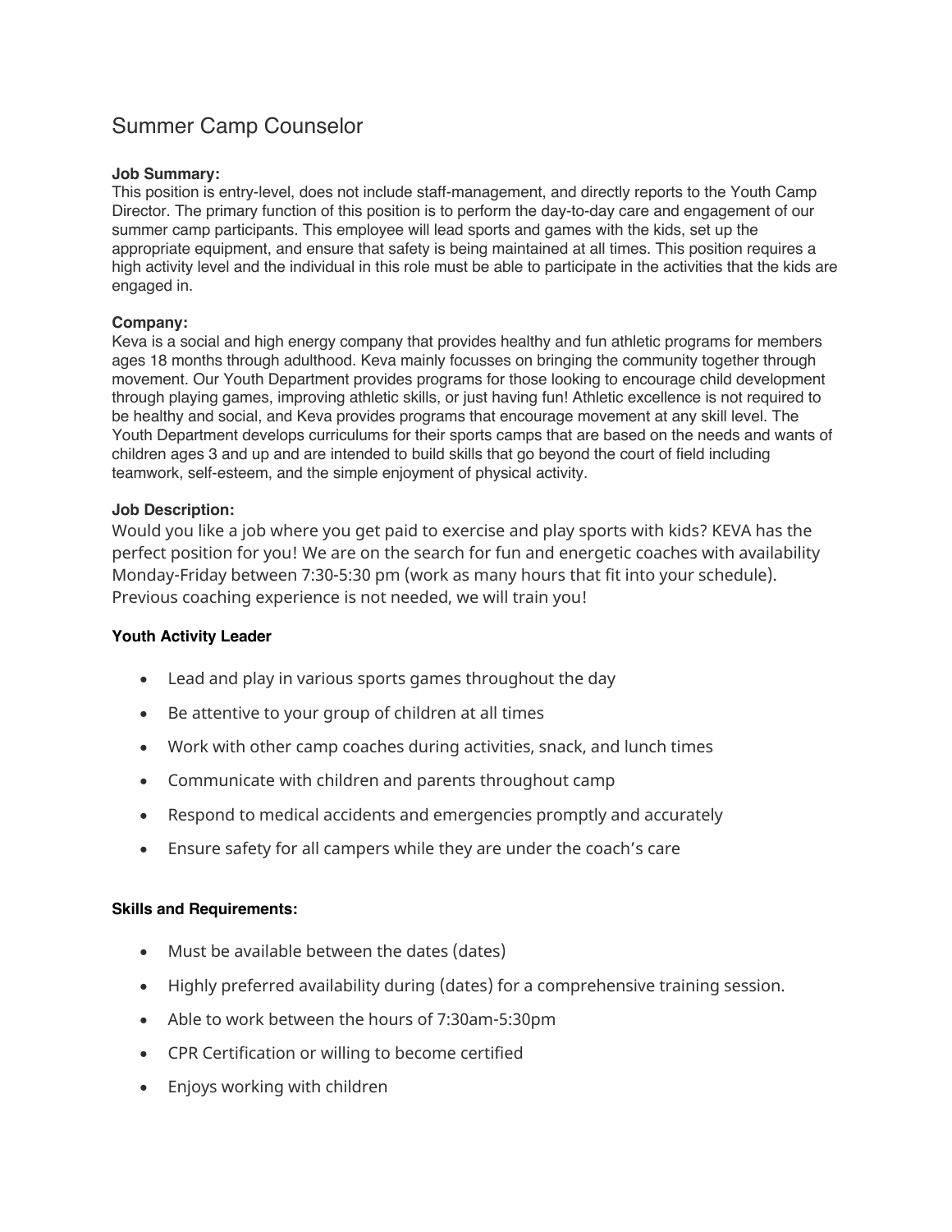# Summary Camp Counselor

**Job Summary:**
This position is entry-level, does not include staff-management, and directly reports to the Youth Camp Director. The primary function of this position is to perform the day-to-day care and engagement of our summer camp participants. This employee will lead sports and games with the kids, set up the appropriate equipment, and ensure that safety is being maintained at all times. This position requires a high activity level and the individual in this role must be able to participate in the activities that the kids are engaged in.

**Company:**
Keva is a social and high energy company that provides healthy and fun athletic programs for members ages 18 months through adulthood. Keva mainly focusses on bringing the community together through movement. Our Youth Department provides programs for those looking to encourage child development through playing games, improving athletic skills, or just having fun! Athletic excellence is not required to be healthy and social, and Keva provides programs that encourage movement at any skill level. The Youth Department develops curriculums for their sports camps that are based on the needs and wants of children ages 3 and up and are intended to build skills that go beyond the court of field including teamwork, self-esteem, and the simple enjoyment of physical activity.

**Job Description:**
Would you like a job where you get paid to exercise and play sports with kids? KEVA has the perfect position for you! We are on the search for fun and energetic coaches with availability Monday-Friday between 7:30-5:30 pm (work as many hours that fit into your schedule). Previous coaching experience is not needed, we will train you!

**Youth Activity Leader**

- Lead and play in various sports games throughout the day
- Be attentive to your group of children at all times
- Work with other camp coaches during activities, snack, and lunch times
- Communicate with children and parents throughout camp
- Respond to medical accidents and emergencies promptly and accurately
- Ensure safety for all campers while they are under the coach's care

**Skills and Requirements:**

- Must be available between the dates (dates)
- Highly preferred availability during (dates) for a comprehensive training session.
- Able to work between the hours of 7:30am-5:30pm
- CPR Certification or willing to become certified
- Enjoys working with children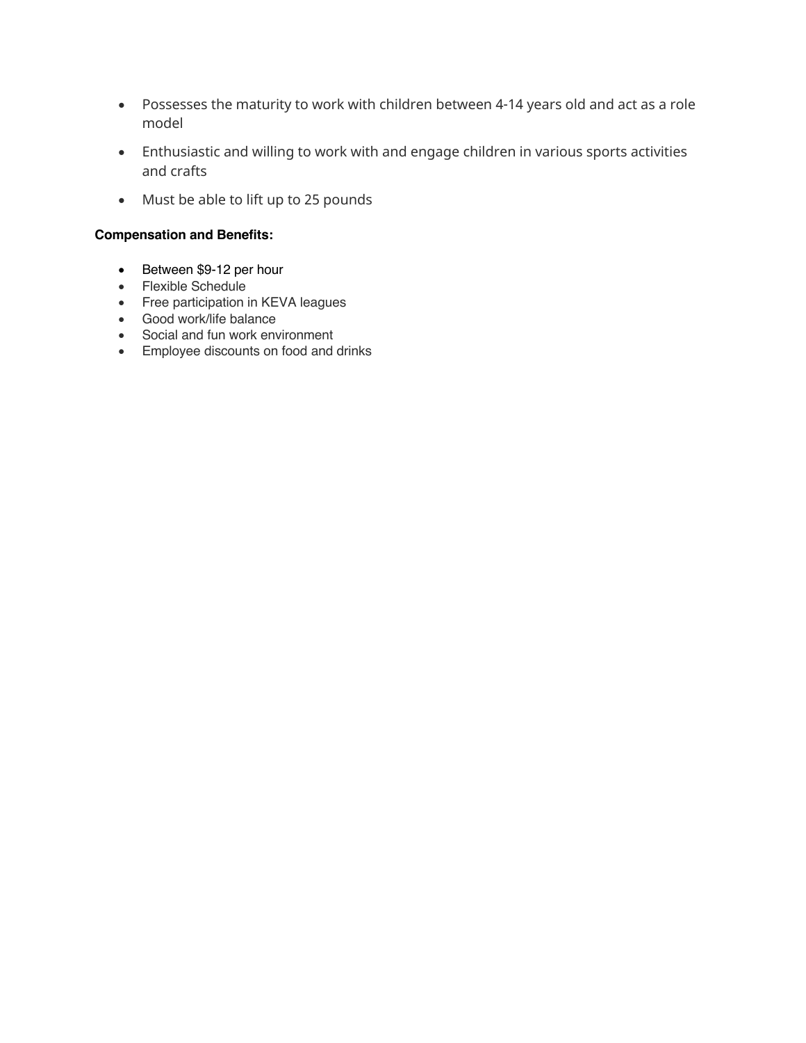- Possesses the maturity to work with children between 4-14 years old and act as a role model
- Enthusiastic and willing to work with and engage children in various sports activities and crafts
- Must be able to lift up to 25 pounds

**Compensation and Benefits:**

- Between $9-12 per hour
- Flexible Schedule
- Free participation in KEVA leagues
- Good work/life balance
- Social and fun work environment
- Employee discounts on food and drinks